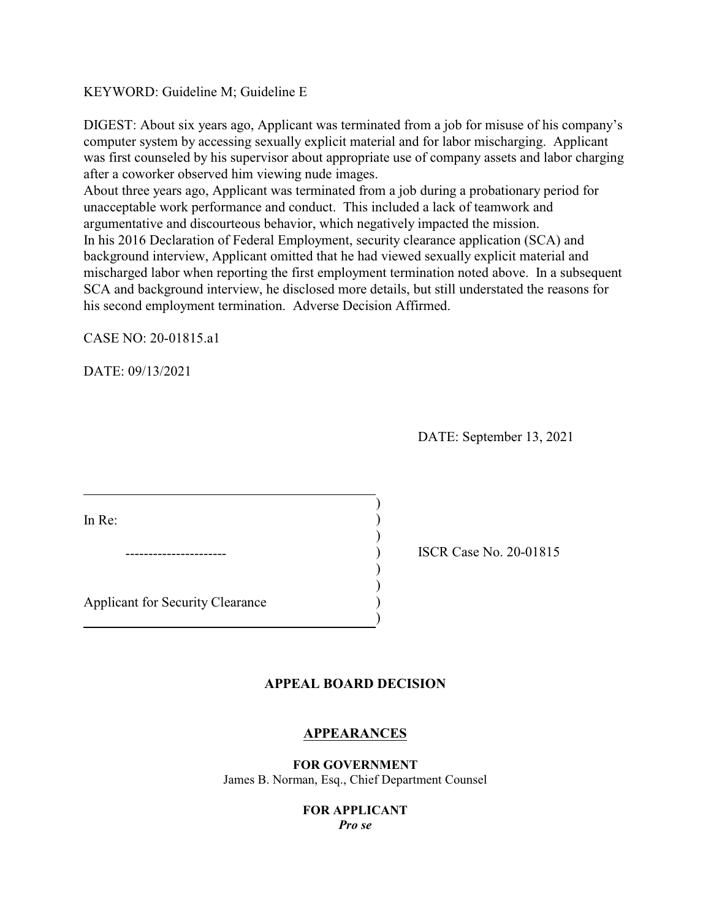KEYWORD: Guideline M; Guideline E

DIGEST: About six years ago, Applicant was terminated from a job for misuse of his company's computer system by accessing sexually explicit material and for labor mischarging. Applicant was first counseled by his supervisor about appropriate use of company assets and labor charging after a coworker observed him viewing nude images.

About three years ago, Applicant was terminated from a job during a probationary period for unacceptable work performance and conduct. This included a lack of teamwork and argumentative and discourteous behavior, which negatively impacted the mission.

In his 2016 Declaration of Federal Employment, security clearance application (SCA) and background interview, Applicant omitted that he had viewed sexually explicit material and mischarged labor when reporting the first employment termination noted above. In a subsequent SCA and background interview, he disclosed more details, but still understated the reasons for his second employment termination. Adverse Decision Affirmed.

CASE NO: 20-01815.a1

DATE: 09/13/2021

DATE: September 13, 2021

| | |
|---|---|
| In Re:<br><br>----------------------<br><br>Applicant for Security Clearance | ISCR Case No. 20-01815 |

## APPEAL BOARD DECISION

## APPEARANCES

**FOR GOVERNMENT**
James B. Norman, Esq., Chief Department Counsel

**FOR APPLICANT**
***Pro se***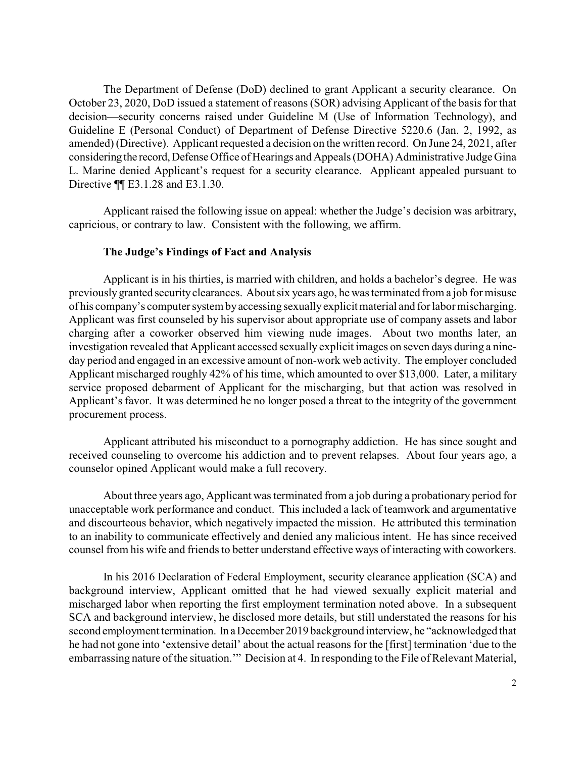The Department of Defense (DoD) declined to grant Applicant a security clearance. On October 23, 2020, DoD issued a statement of reasons (SOR) advising Applicant of the basis for that decision—security concerns raised under Guideline M (Use of Information Technology), and Guideline E (Personal Conduct) of Department of Defense Directive 5220.6 (Jan. 2, 1992, as amended) (Directive). Applicant requested a decision on the written record. On June 24, 2021, after considering the record, Defense Office of Hearings and Appeals (DOHA) Administrative Judge Gina L. Marine denied Applicant's request for a security clearance. Applicant appealed pursuant to Directive ¶¶ E3.1.28 and E3.1.30.

Applicant raised the following issue on appeal: whether the Judge's decision was arbitrary, capricious, or contrary to law. Consistent with the following, we affirm.

### The Judge's Findings of Fact and Analysis

Applicant is in his thirties, is married with children, and holds a bachelor's degree. He was previously granted security clearances. About six years ago, he was terminated from a job for misuse of his company's computer system by accessing sexually explicit material and for labor mischarging. Applicant was first counseled by his supervisor about appropriate use of company assets and labor charging after a coworker observed him viewing nude images. About two months later, an investigation revealed that Applicant accessed sexually explicit images on seven days during a nine-day period and engaged in an excessive amount of non-work web activity. The employer concluded Applicant mischarged roughly 42% of his time, which amounted to over $13,000. Later, a military service proposed debarment of Applicant for the mischarging, but that action was resolved in Applicant's favor. It was determined he no longer posed a threat to the integrity of the government procurement process.

Applicant attributed his misconduct to a pornography addiction. He has since sought and received counseling to overcome his addiction and to prevent relapses. About four years ago, a counselor opined Applicant would make a full recovery.

About three years ago, Applicant was terminated from a job during a probationary period for unacceptable work performance and conduct. This included a lack of teamwork and argumentative and discourteous behavior, which negatively impacted the mission. He attributed this termination to an inability to communicate effectively and denied any malicious intent. He has since received counsel from his wife and friends to better understand effective ways of interacting with coworkers.

In his 2016 Declaration of Federal Employment, security clearance application (SCA) and background interview, Applicant omitted that he had viewed sexually explicit material and mischarged labor when reporting the first employment termination noted above. In a subsequent SCA and background interview, he disclosed more details, but still understated the reasons for his second employment termination. In a December 2019 background interview, he "acknowledged that he had not gone into 'extensive detail' about the actual reasons for the [first] termination 'due to the embarrassing nature of the situation.'" Decision at 4. In responding to the File of Relevant Material,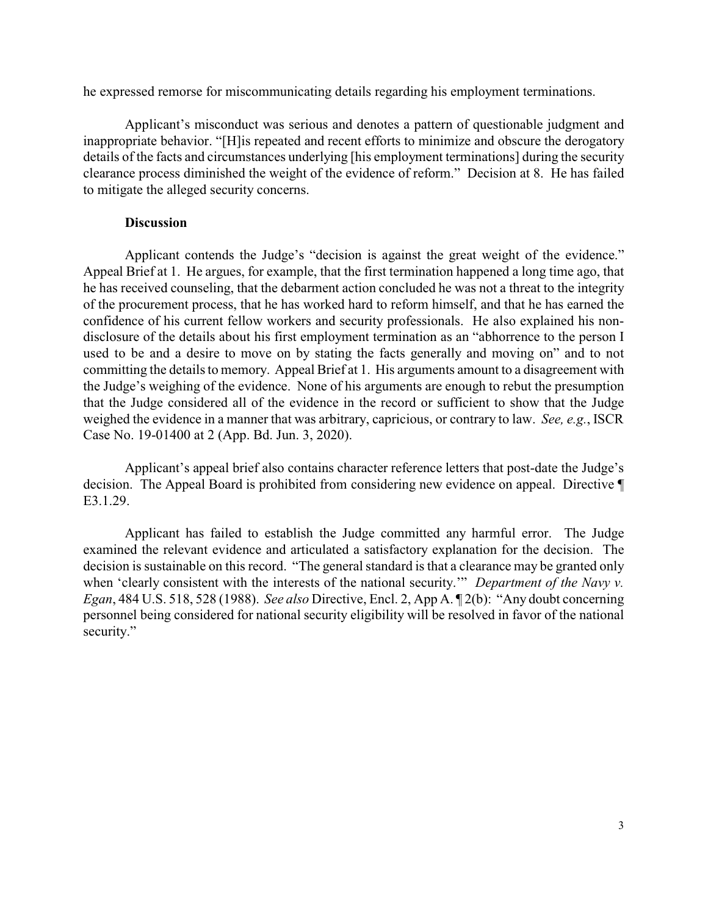he expressed remorse for miscommunicating details regarding his employment terminations.

Applicant's misconduct was serious and denotes a pattern of questionable judgment and inappropriate behavior. "[H]is repeated and recent efforts to minimize and obscure the derogatory details of the facts and circumstances underlying [his employment terminations] during the security clearance process diminished the weight of the evidence of reform." Decision at 8. He has failed to mitigate the alleged security concerns.

**Discussion**

Applicant contends the Judge's "decision is against the great weight of the evidence." Appeal Brief at 1. He argues, for example, that the first termination happened a long time ago, that he has received counseling, that the debarment action concluded he was not a threat to the integrity of the procurement process, that he has worked hard to reform himself, and that he has earned the confidence of his current fellow workers and security professionals. He also explained his non-disclosure of the details about his first employment termination as an "abhorrence to the person I used to be and a desire to move on by stating the facts generally and moving on" and to not committing the details to memory. Appeal Brief at 1. His arguments amount to a disagreement with the Judge's weighing of the evidence. None of his arguments are enough to rebut the presumption that the Judge considered all of the evidence in the record or sufficient to show that the Judge weighed the evidence in a manner that was arbitrary, capricious, or contrary to law. *See, e.g.*, ISCR Case No. 19-01400 at 2 (App. Bd. Jun. 3, 2020).

Applicant's appeal brief also contains character reference letters that post-date the Judge's decision. The Appeal Board is prohibited from considering new evidence on appeal. Directive ¶ E3.1.29.

Applicant has failed to establish the Judge committed any harmful error. The Judge examined the relevant evidence and articulated a satisfactory explanation for the decision. The decision is sustainable on this record. "The general standard is that a clearance may be granted only when 'clearly consistent with the interests of the national security.'" *Department of the Navy v. Egan*, 484 U.S. 518, 528 (1988). *See also* Directive, Encl. 2, App A. ¶ 2(b): "Any doubt concerning personnel being considered for national security eligibility will be resolved in favor of the national security."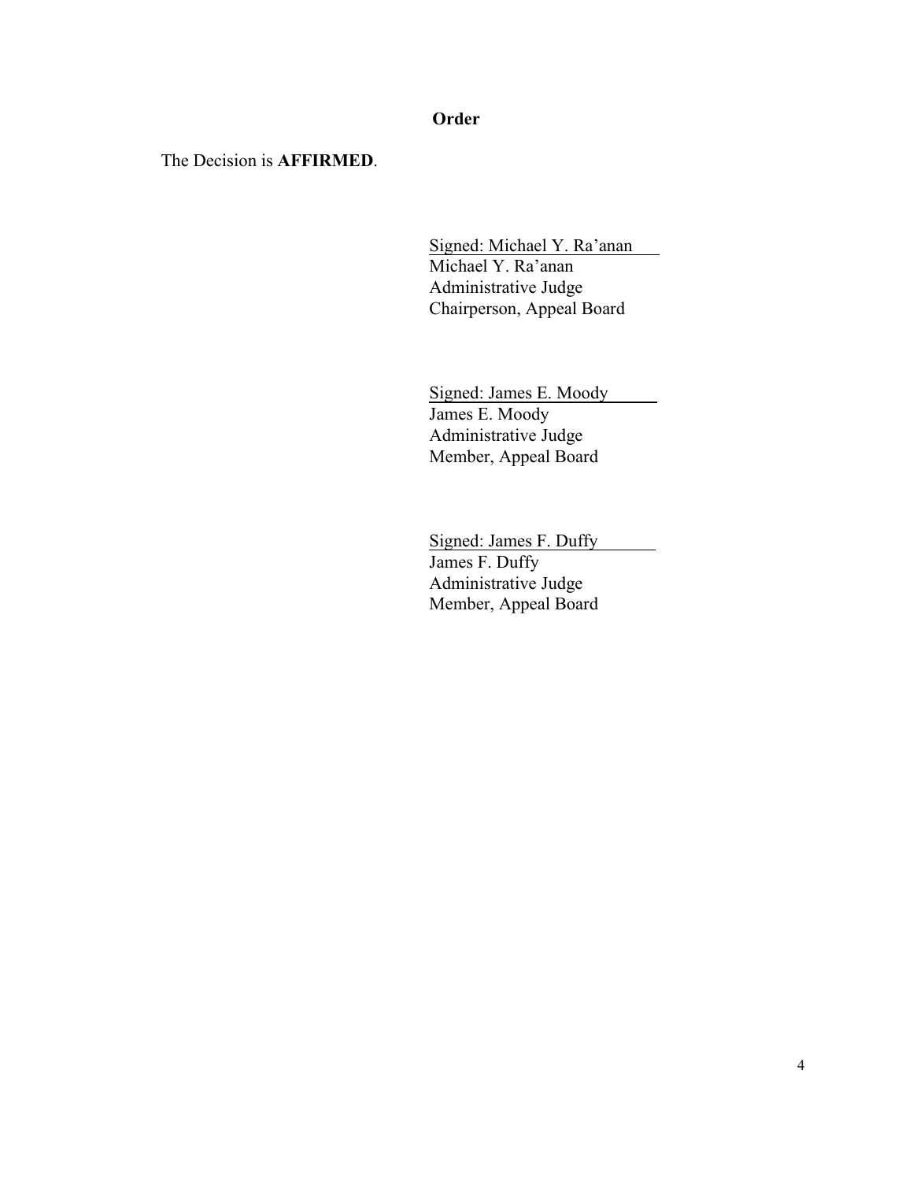## Order

The Decision is **AFFIRMED**.

Signed: Michael Y. Ra'anan
Michael Y. Ra'anan
Administrative Judge
Chairperson, Appeal Board

Signed: James E. Moody
James E. Moody
Administrative Judge
Member, Appeal Board

Signed: James F. Duffy
James F. Duffy
Administrative Judge
Member, Appeal Board